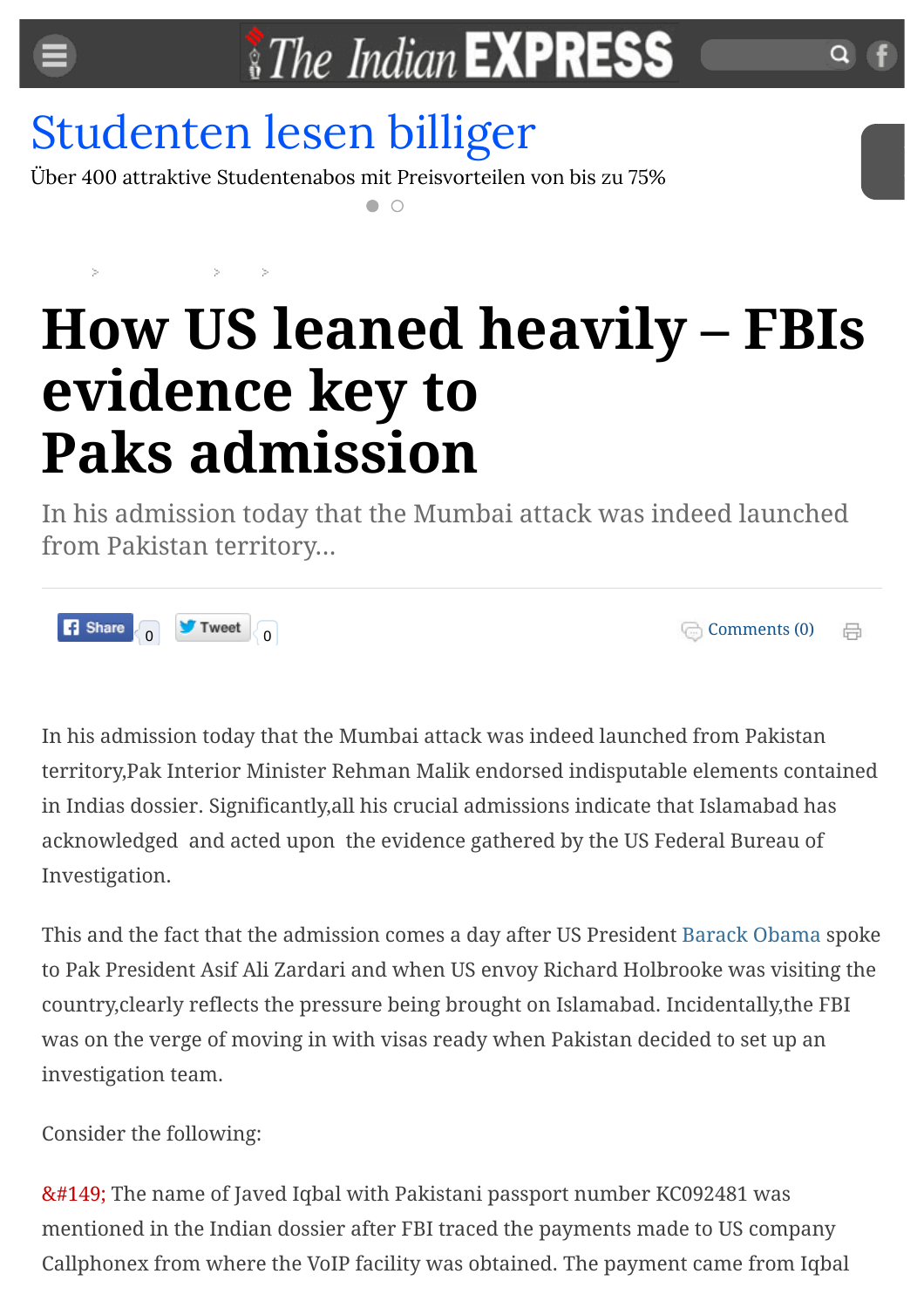# How US leaned heavily – FBIs evidence key to Paks admission

In his admission today that the Mumbai attack was indeed launched from Pakistan territory...

In his admission today that the Mumbai attack was indeed launched from Pakistan territory,Pak Interior Minister Rehman Malik endorsed indisputable elements contained in Indias dossier. Significantly,all his crucial admissions indicate that Islamabad has acknowledged and acted upon the evidence gathered by the US Federal Bureau of Investigation.

This and the fact that the admission comes a day after US President Barack Obama spoke to Pak President Asif Ali Zardari and when US envoy Richard Holbrooke was visiting the country,clearly reflects the pressure being brought on Islamabad. Incidentally,the FBI was on the verge of moving in with visas ready when Pakistan decided to set up an investigation team.

Consider the following:

&#149; The name of Javed Iqbal with Pakistani passport number KC092481 was mentioned in the Indian dossier after FBI traced the payments made to US company Callphonex from where the VoIP facility was obtained. The payment came from Iqbal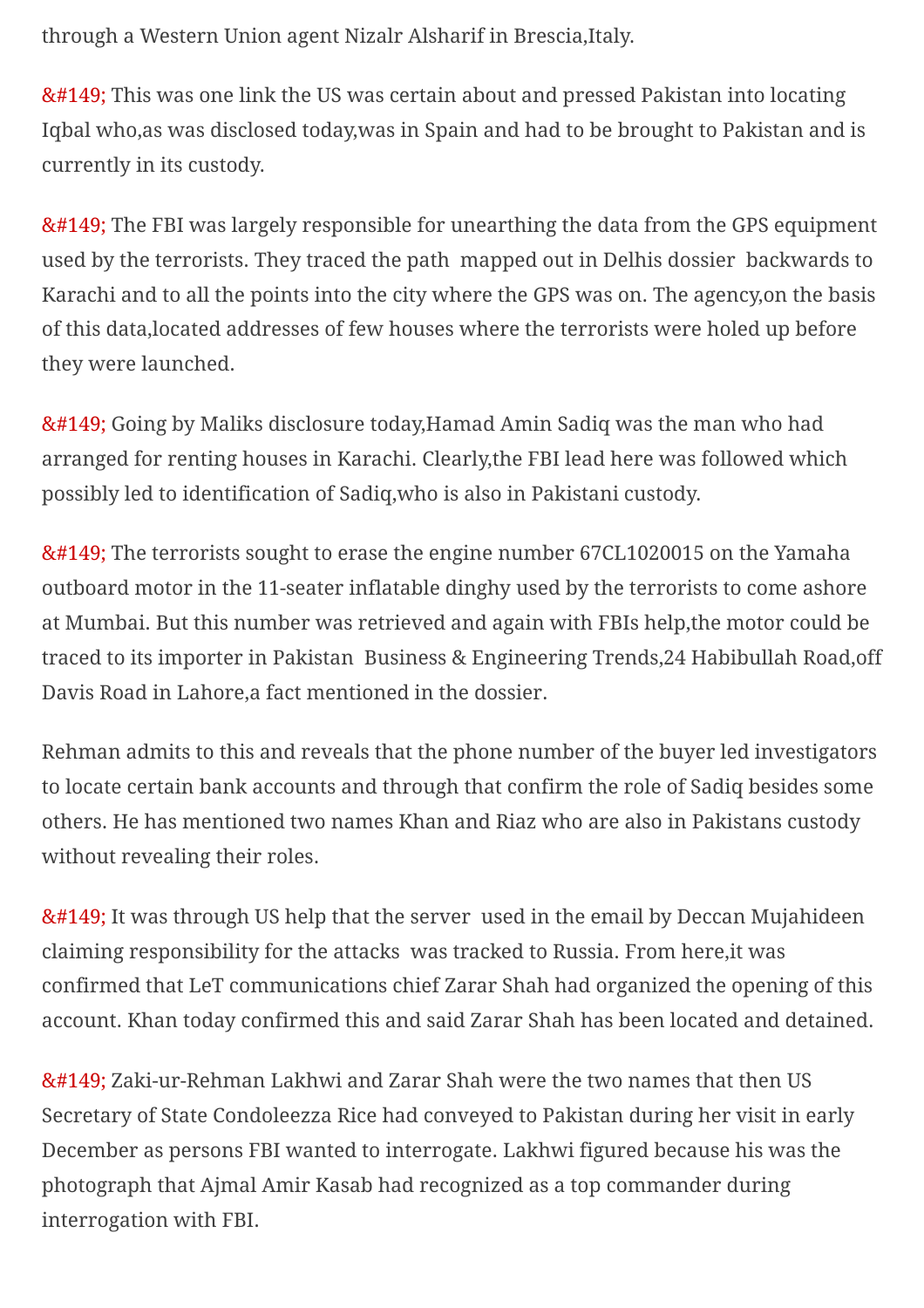through a Western Union agent Nizalr Alsharif in Brescia,Italy.

&#149; This was one link the US was certain about and pressed Pakistan into locating Iqbal who,as was disclosed today,was in Spain and had to be brought to Pakistan and is currently in its custody.

&#149; The FBI was largely responsible for unearthing the data from the GPS equipment used by the terrorists. They traced the path  mapped out in Delhis dossier  backwards to Karachi and to all the points into the city where the GPS was on. The agency,on the basis of this data,located addresses of few houses where the terrorists were holed up before they were launched.

&#149; Going by Maliks disclosure today,Hamad Amin Sadiq was the man who had arranged for renting houses in Karachi. Clearly,the FBI lead here was followed which possibly led to identification of Sadiq,who is also in Pakistani custody.

&#149; The terrorists sought to erase the engine number 67CL1020015 on the Yamaha outboard motor in the 11-seater inflatable dinghy used by the terrorists to come ashore at Mumbai. But this number was retrieved and again with FBIs help,the motor could be traced to its importer in Pakistan  Business & Engineering Trends,24 Habibullah Road,off Davis Road in Lahore,a fact mentioned in the dossier.

Rehman admits to this and reveals that the phone number of the buyer led investigators to locate certain bank accounts and through that confirm the role of Sadiq besides some others. He has mentioned two names Khan and Riaz who are also in Pakistans custody without revealing their roles.

&#149; It was through US help that the server  used in the email by Deccan Mujahideen claiming responsibility for the attacks  was tracked to Russia. From here,it was confirmed that LeT communications chief Zarar Shah had organized the opening of this account. Khan today confirmed this and said Zarar Shah has been located and detained.

&#149; Zaki-ur-Rehman Lakhwi and Zarar Shah were the two names that then US Secretary of State Condoleezza Rice had conveyed to Pakistan during her visit in early December as persons FBI wanted to interrogate. Lakhwi figured because his was the photograph that Ajmal Amir Kasab had recognized as a top commander during interrogation with FBI.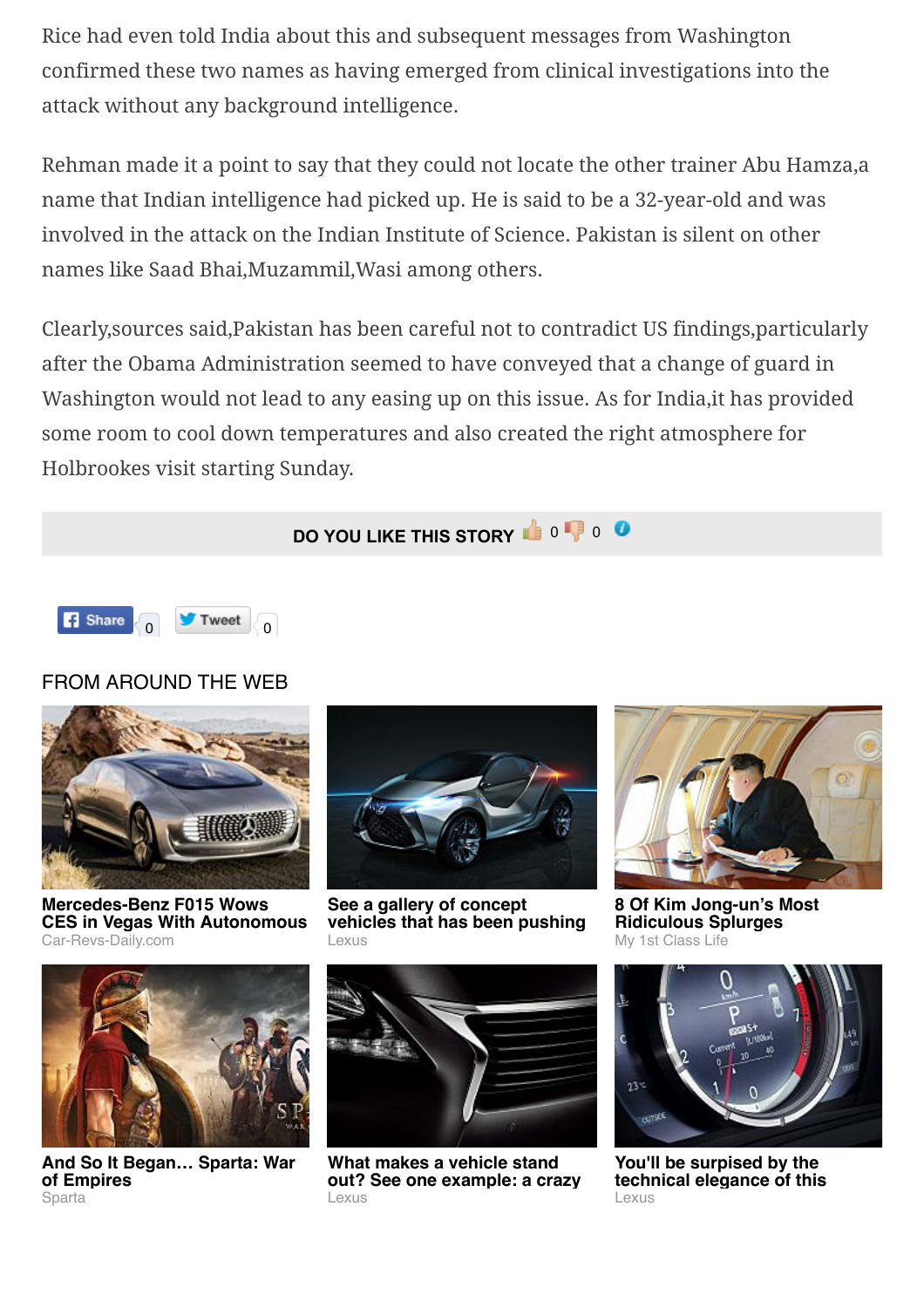Rice had even told India about this and subsequent messages from Washington confirmed these two names as having emerged from clinical investigations into the attack without any background intelligence.

Rehman made it a point to say that they could not locate the other trainer Abu Hamza,a name that Indian intelligence had picked up. He is said to be a 32-year-old and was involved in the attack on the Indian Institute of Science. Pakistan is silent on other names like Saad Bhai,Muzammil,Wasi among others.

Clearly,sources said,Pakistan has been careful not to contradict US findings,particularly after the Obama Administration seemed to have conveyed that a change of guard in Washington would not lead to any easing up on this issue. As for India,it has provided some room to cool down temperatures and also created the right atmosphere for Holbrookes visit starting Sunday.

DO YOU LIKE THIS STORY 0 0

Share 0 Tweet 0

FROM AROUND THE WEB

**Mercedes-Benz F015 Wows CES in Vegas With Autonomous**
Car-Revs-Daily.com

**See a gallery of concept vehicles that has been pushing**
Lexus

**8 Of Kim Jong-un's Most Ridiculous Splurges**
My 1st Class Life

**And So It Began... Sparta: War of Empires**
Sparta

**What makes a vehicle stand out? See one example: a crazy**
Lexus

**You'll be surpised by the technical elegance of this**
Lexus